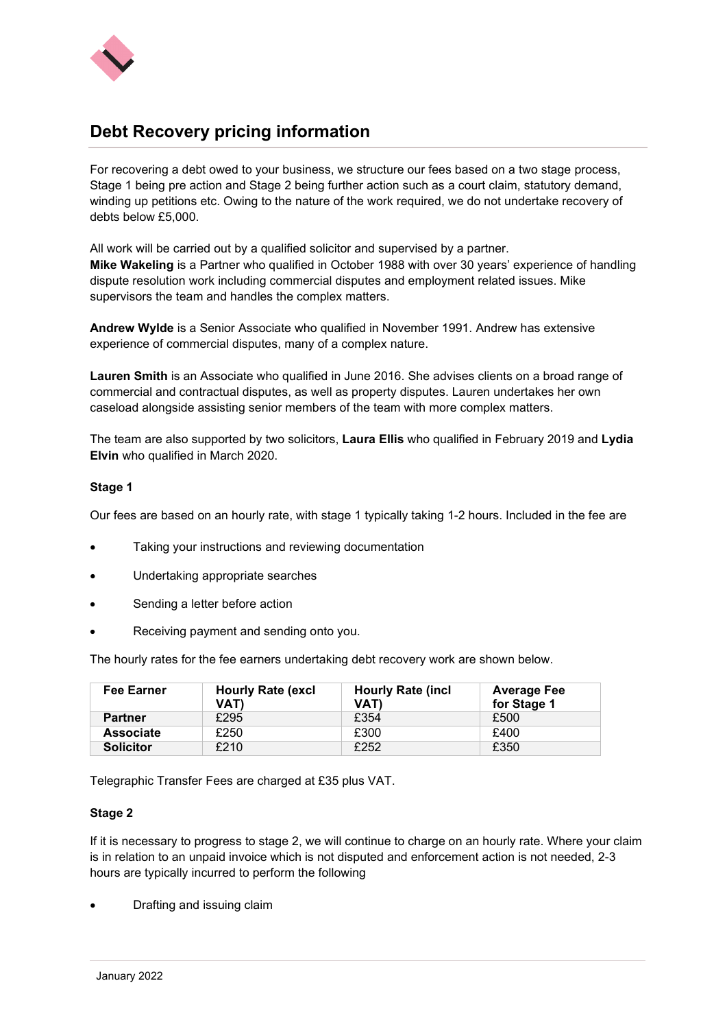# Debt Recovery pricing information

For recovering a debt owed to your business, we structure our fees based on a two stage process, Stage 1 being pre action and Stage 2 being further action such as a court claim, statutory demand, winding up petitions etc. Owing to the nature of the work required, we do not undertake recovery of debts below £5,000.

All work will be carried out by a qualified solicitor and supervised by a partner.
**Mike Wakeling** is a Partner who qualified in October 1988 with over 30 years' experience of handling dispute resolution work including commercial disputes and employment related issues. Mike supervisors the team and handles the complex matters.

**Andrew Wylde** is a Senior Associate who qualified in November 1991. Andrew has extensive experience of commercial disputes, many of a complex nature.

**Lauren Smith** is an Associate who qualified in June 2016. She advises clients on a broad range of commercial and contractual disputes, as well as property disputes. Lauren undertakes her own caseload alongside assisting senior members of the team with more complex matters.

The team are also supported by two solicitors, **Laura Ellis** who qualified in February 2019 and **Lydia Elvin** who qualified in March 2020.

**Stage 1**

Our fees are based on an hourly rate, with stage 1 typically taking 1-2 hours. Included in the fee are

- Taking your instructions and reviewing documentation
- Undertaking appropriate searches
- Sending a letter before action
- Receiving payment and sending onto you.

The hourly rates for the fee earners undertaking debt recovery work are shown below.

| Fee Earner | Hourly Rate (excl VAT) | Hourly Rate (incl VAT) | Average Fee for Stage 1 |
|---|---|---|---|
| **Partner** | £295 | £354 | £500 |
| **Associate** | £250 | £300 | £400 |
| **Solicitor** | £210 | £252 | £350 |

Telegraphic Transfer Fees are charged at £35 plus VAT.

**Stage 2**

If it is necessary to progress to stage 2, we will continue to charge on an hourly rate. Where your claim is in relation to an unpaid invoice which is not disputed and enforcement action is not needed, 2-3 hours are typically incurred to perform the following

- Drafting and issuing claim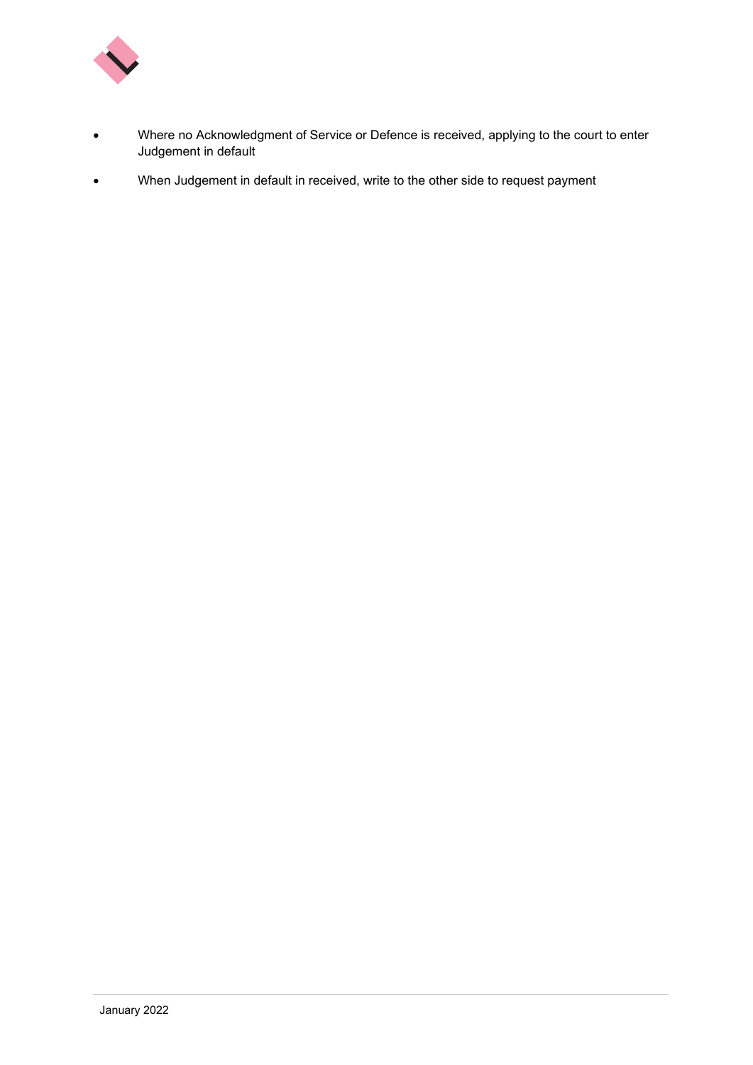- Where no Acknowledgment of Service or Defence is received, applying to the court to enter Judgement in default
- When Judgement in default in received, write to the other side to request payment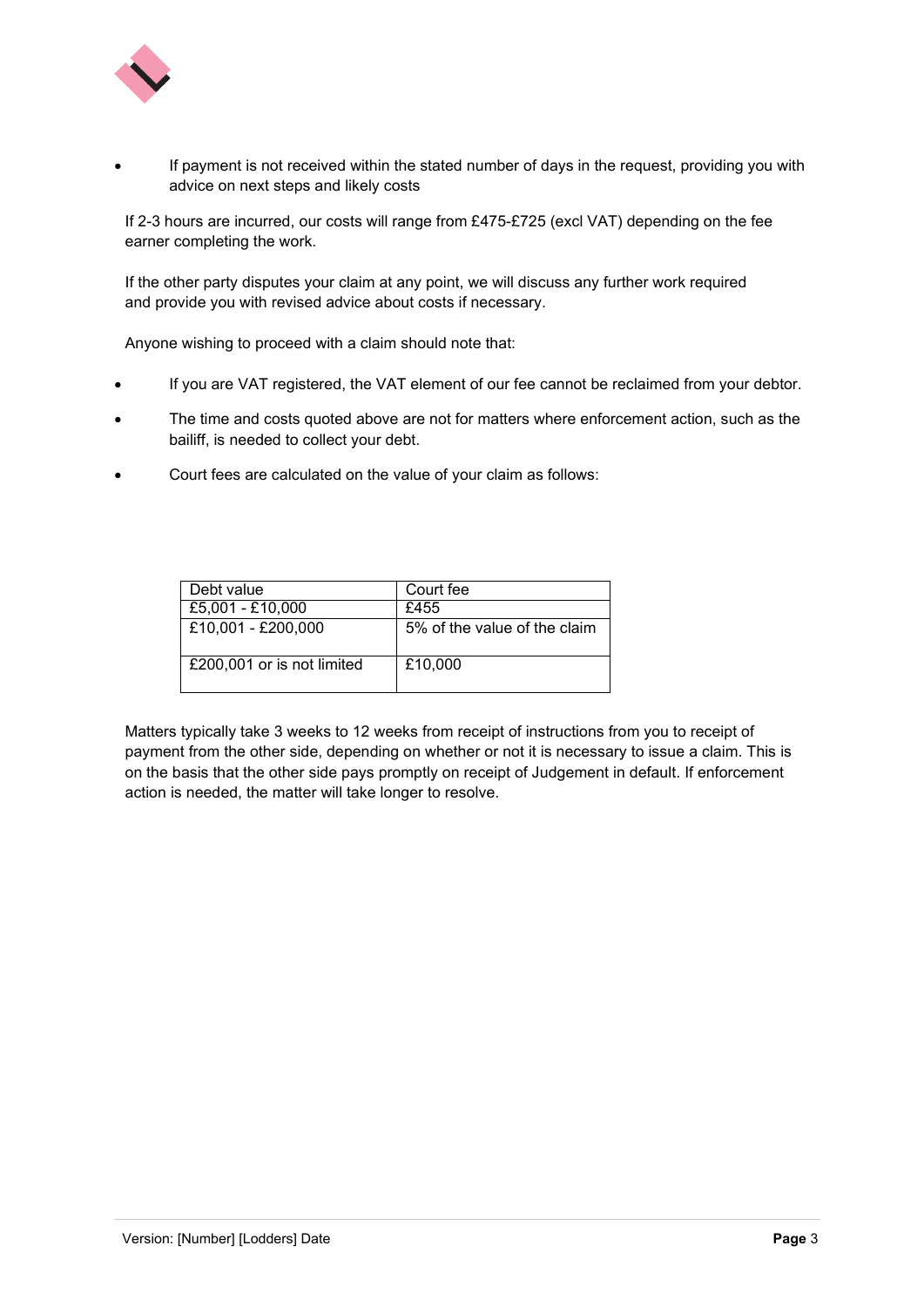- If payment is not received within the stated number of days in the request, providing you with advice on next steps and likely costs

If 2-3 hours are incurred, our costs will range from £475-£725 (excl VAT) depending on the fee earner completing the work.

If the other party disputes your claim at any point, we will discuss any further work required and provide you with revised advice about costs if necessary.

Anyone wishing to proceed with a claim should note that:

- If you are VAT registered, the VAT element of our fee cannot be reclaimed from your debtor.
- The time and costs quoted above are not for matters where enforcement action, such as the bailiff, is needed to collect your debt.
- Court fees are calculated on the value of your claim as follows:

| Debt value | Court fee |
|---|---|
| £5,001 - £10,000 | £455 |
| £10,001 - £200,000 | 5% of the value of the claim |
| £200,001 or is not limited | £10,000 |

Matters typically take 3 weeks to 12 weeks from receipt of instructions from you to receipt of payment from the other side, depending on whether or not it is necessary to issue a claim. This is on the basis that the other side pays promptly on receipt of Judgement in default. If enforcement action is needed, the matter will take longer to resolve.